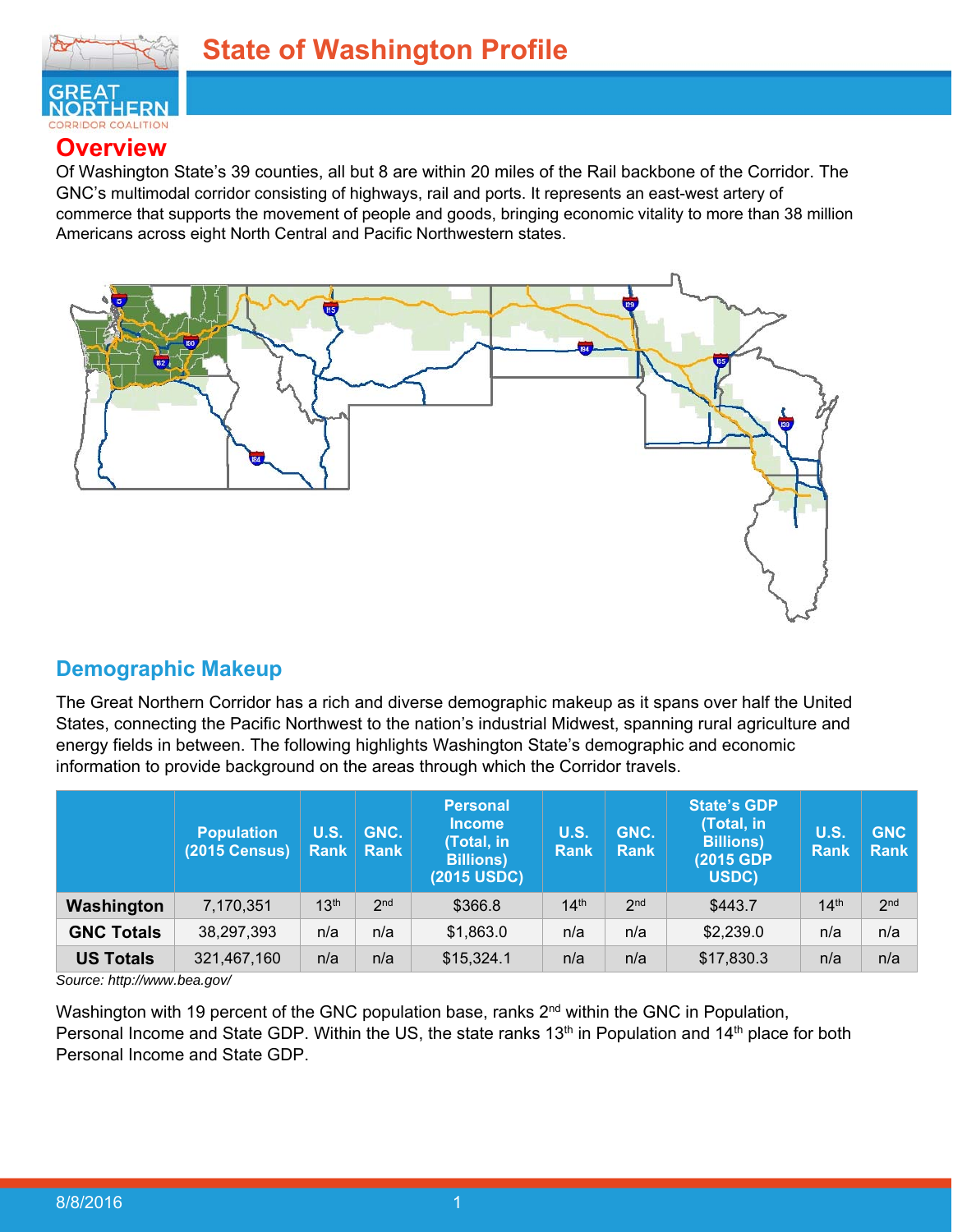# State of Washington Profile

## Overview

Of Washington State's 39 counties, all but 8 are within 20 miles of the Rail backbone of the Corridor. The GNC's multimodal corridor consisting of highways, rail and ports. It represents an east-west artery of commerce that supports the movement of people and goods, bringing economic vitality to more than 38 million Americans across eight North Central and Pacific Northwestern states.

## Demographic Makeup

The Great Northern Corridor has a rich and diverse demographic makeup as it spans over half the United States, connecting the Pacific Northwest to the nation's industrial Midwest, spanning rural agriculture and energy fields in between. The following highlights Washington State's demographic and economic information to provide background on the areas through which the Corridor travels.

| | Population (2015 Census) | U.S. Rank | GNC. Rank | Personal Income (Total, in Billions) (2015 USDC) | U.S. Rank | GNC. Rank | State's GDP (Total, in Billions) (2015 GDP USDC) | U.S. Rank | GNC Rank |
|---|---|---|---|---|---|---|---|---|---|
| **Washington** | 7,170,351 | 13th | 2nd | $366.8 | 14th | 2nd | $443.7 | 14th | 2nd |
| **GNC Totals** | 38,297,393 | n/a | n/a | $1,863.0 | n/a | n/a | $2,239.0 | n/a | n/a |
| **US Totals** | 321,467,160 | n/a | n/a | $15,324.1 | n/a | n/a | $17,830.3 | n/a | n/a |

*Source: http://www.bea.gov/*

Washington with 19 percent of the GNC population base, ranks 2nd within the GNC in Population, Personal Income and State GDP. Within the US, the state ranks 13th in Population and 14th place for both Personal Income and State GDP.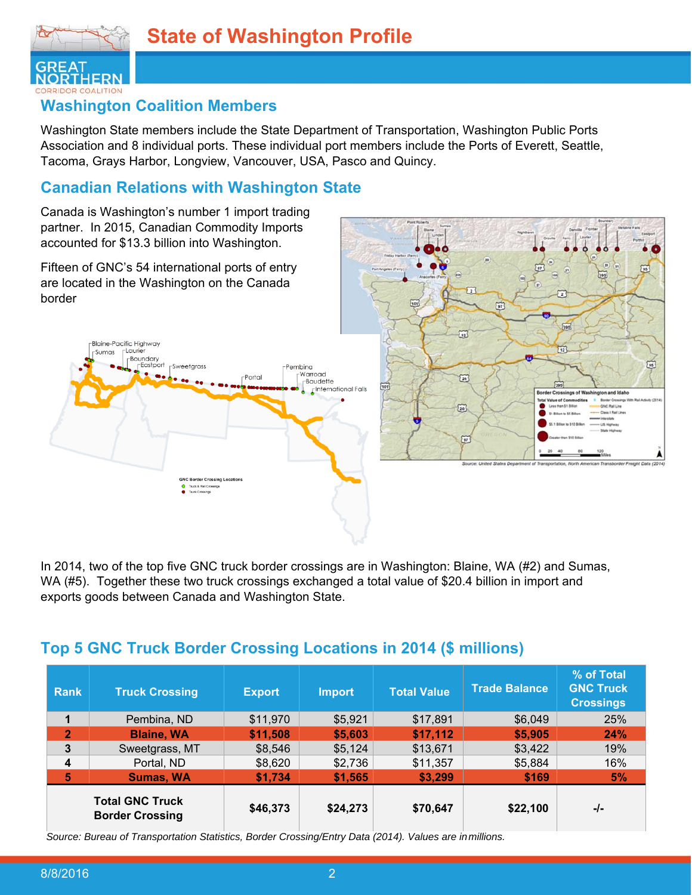# State of Washington Profile

## Washington Coalition Members

Washington State members include the State Department of Transportation, Washington Public Ports Association and 8 individual ports. These individual port members include the Ports of Everett, Seattle, Tacoma, Grays Harbor, Longview, Vancouver, USA, Pasco and Quincy.

## Canadian Relations with Washington State

Canada is Washington's number 1 import trading partner. In 2015, Canadian Commodity Imports accounted for $13.3 billion into Washington.

Fifteen of GNC's 54 international ports of entry are located in the Washington on the Canada border

Source: United States Department of Transportation, North American Transborder Freight Data (2014)

In 2014, two of the top five GNC truck border crossings are in Washington: Blaine, WA (#2) and Sumas, WA (#5). Together these two truck crossings exchanged a total value of $20.4 billion in import and exports goods between Canada and Washington State.

## Top 5 GNC Truck Border Crossing Locations in 2014 ($ millions)

| Rank | Truck Crossing | Export | Import | Total Value | Trade Balance | % of Total GNC Truck Crossings |
|---|---|---|---|---|---|---|
| 1 | Pembina, ND | $11,970 | $5,921 | $17,891 | $6,049 | 25% |
| **2** | **Blaine, WA** | **$11,508** | **$5,603** | **$17,112** | **$5,905** | **24%** |
| 3 | Sweetgrass, MT | $8,546 | $5,124 | $13,671 | $3,422 | 19% |
| 4 | Portal, ND | $8,620 | $2,736 | $11,357 | $5,884 | 16% |
| **5** | **Sumas, WA** | **$1,734** | **$1,565** | **$3,299** | **$169** | **5%** |
| | **Total GNC Truck Border Crossing** | **$46,373** | **$24,273** | **$70,647** | **$22,100** | **-/-** |

*Source: Bureau of Transportation Statistics, Border Crossing/Entry Data (2014). Values are in millions.*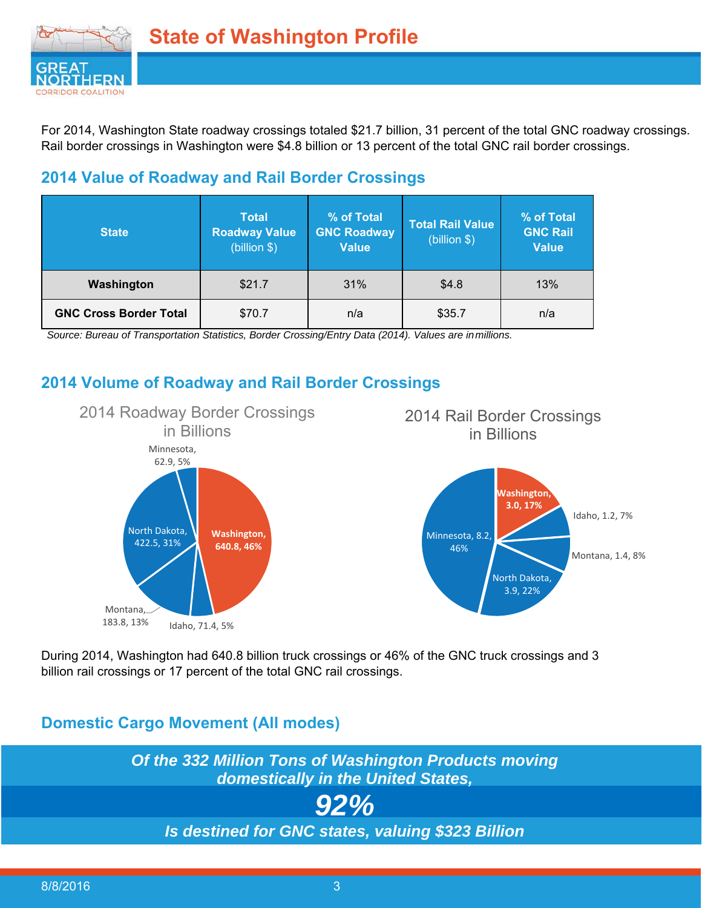# State of Washington Profile

For 2014, Washington State roadway crossings totaled $21.7 billion, 31 percent of the total GNC roadway crossings. Rail border crossings in Washington were $4.8 billion or 13 percent of the total GNC rail border crossings.

## 2014 Value of Roadway and Rail Border Crossings

| State | Total Roadway Value (billion $) | % of Total GNC Roadway Value | Total Rail Value (billion $) | % of Total GNC Rail Value |
|---|---|---|---|---|
| **Washington** | $21.7 | 31% | $4.8 | 13% |
| **GNC Cross Border Total** | $70.7 | n/a | $35.7 | n/a |

*Source: Bureau of Transportation Statistics, Border Crossing/Entry Data (2014). Values are in millions.*

## 2014 Volume of Roadway and Rail Border Crossings

2014 Roadway Border Crossings in Billions

- Washington, 640.8, 46%
- North Dakota, 422.5, 31%
- Montana, 183.8, 13%
- Idaho, 71.4, 5%
- Minnesota, 62.9, 5%

2014 Rail Border Crossings in Billions

- Minnesota, 8.2, 46%
- North Dakota, 3.9, 22%
- Washington, 3.0, 17%
- Montana, 1.4, 8%
- Idaho, 1.2, 7%

During 2014, Washington had 640.8 billion truck crossings or 46% of the GNC truck crossings and 3 billion rail crossings or 17 percent of the total GNC rail crossings.

## Domestic Cargo Movement (All modes)

***Of the 332 Million Tons of Washington Products moving domestically in the United States,***

***92%***

***Is destined for GNC states, valuing $323 Billion***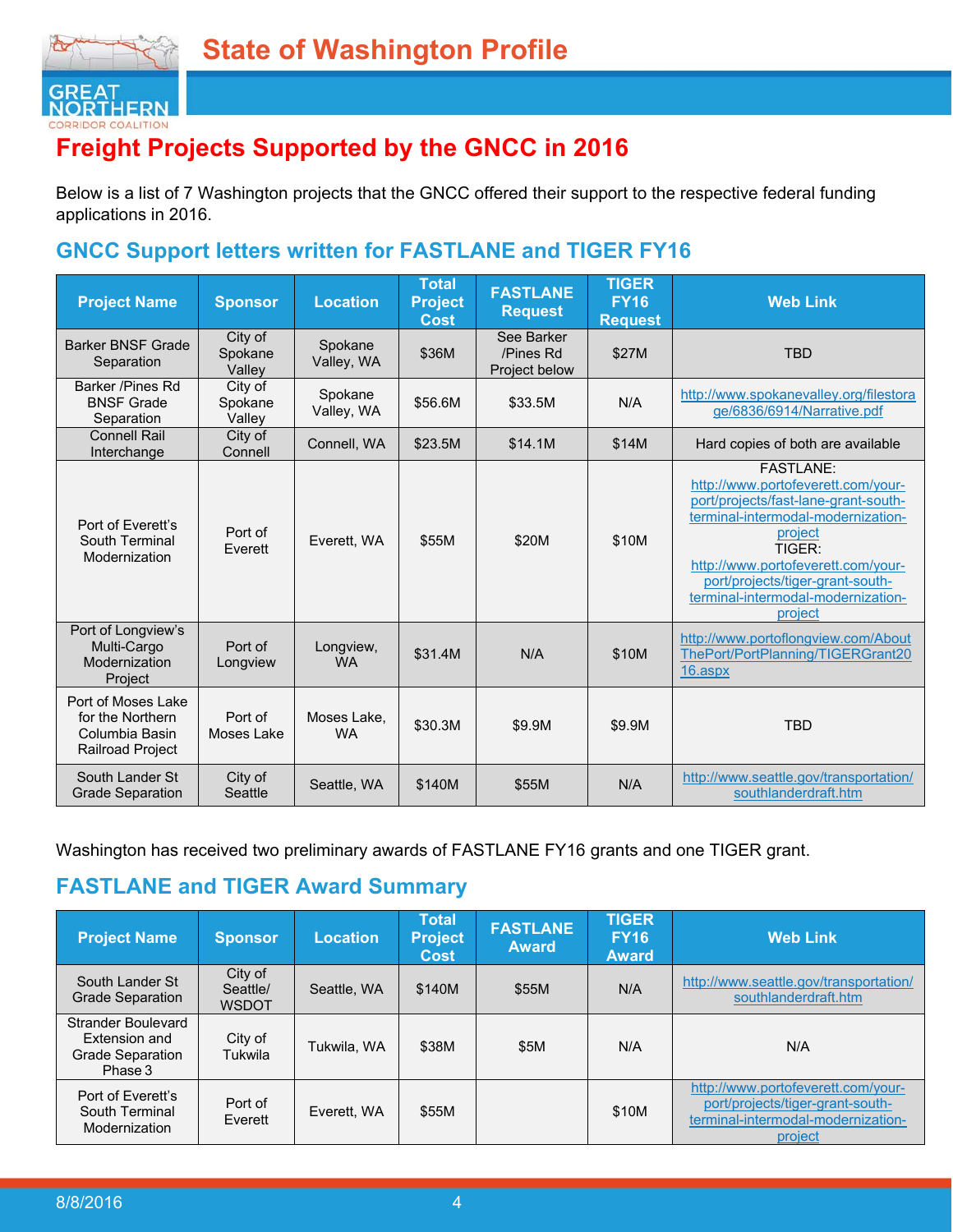# State of Washington Profile

## Freight Projects Supported by the GNCC in 2016

Below is a list of 7 Washington projects that the GNCC offered their support to the respective federal funding applications in 2016.

### GNCC Support letters written for FASTLANE and TIGER FY16

| Project Name | Sponsor | Location | Total Project Cost | FASTLANE Request | TIGER FY16 Request | Web Link |
|---|---|---|---|---|---|---|
| Barker BNSF Grade Separation | City of Spokane Valley | Spokane Valley, WA | $36M | See Barker /Pines Rd Project below | $27M | TBD |
| Barker /Pines Rd BNSF Grade Separation | City of Spokane Valley | Spokane Valley, WA | $56.6M | $33.5M | N/A | http://www.spokanevalley.org/filestorage/6836/6914/Narrative.pdf |
| Connell Rail Interchange | City of Connell | Connell, WA | $23.5M | $14.1M | $14M | Hard copies of both are available |
| Port of Everett's South Terminal Modernization | Port of Everett | Everett, WA | $55M | $20M | $10M | FASTLANE: http://www.portofeverett.com/your-port/projects/fast-lane-grant-south-terminal-intermodal-modernization-project TIGER: http://www.portofeverett.com/your-port/projects/tiger-grant-south-terminal-intermodal-modernization-project |
| Port of Longview's Multi-Cargo Modernization Project | Port of Longview | Longview, WA | $31.4M | N/A | $10M | http://www.portoflongview.com/AboutThePort/PortPlanning/TIGERGrant2016.aspx |
| Port of Moses Lake for the Northern Columbia Basin Railroad Project | Port of Moses Lake | Moses Lake, WA | $30.3M | $9.9M | $9.9M | TBD |
| South Lander St Grade Separation | City of Seattle | Seattle, WA | $140M | $55M | N/A | http://www.seattle.gov/transportation/southlanderdraft.htm |

Washington has received two preliminary awards of FASTLANE FY16 grants and one TIGER grant.

### FASTLANE and TIGER Award Summary

| Project Name | Sponsor | Location | Total Project Cost | FASTLANE Award | TIGER FY16 Award | Web Link |
|---|---|---|---|---|---|---|
| South Lander St Grade Separation | City of Seattle/ WSDOT | Seattle, WA | $140M | $55M | N/A | http://www.seattle.gov/transportation/southlanderdraft.htm |
| Strander Boulevard Extension and Grade Separation Phase 3 | City of Tukwila | Tukwila, WA | $38M | $5M | N/A | N/A |
| Port of Everett's South Terminal Modernization | Port of Everett | Everett, WA | $55M | | $10M | http://www.portofeverett.com/your-port/projects/tiger-grant-south-terminal-intermodal-modernization-project |

8/8/2016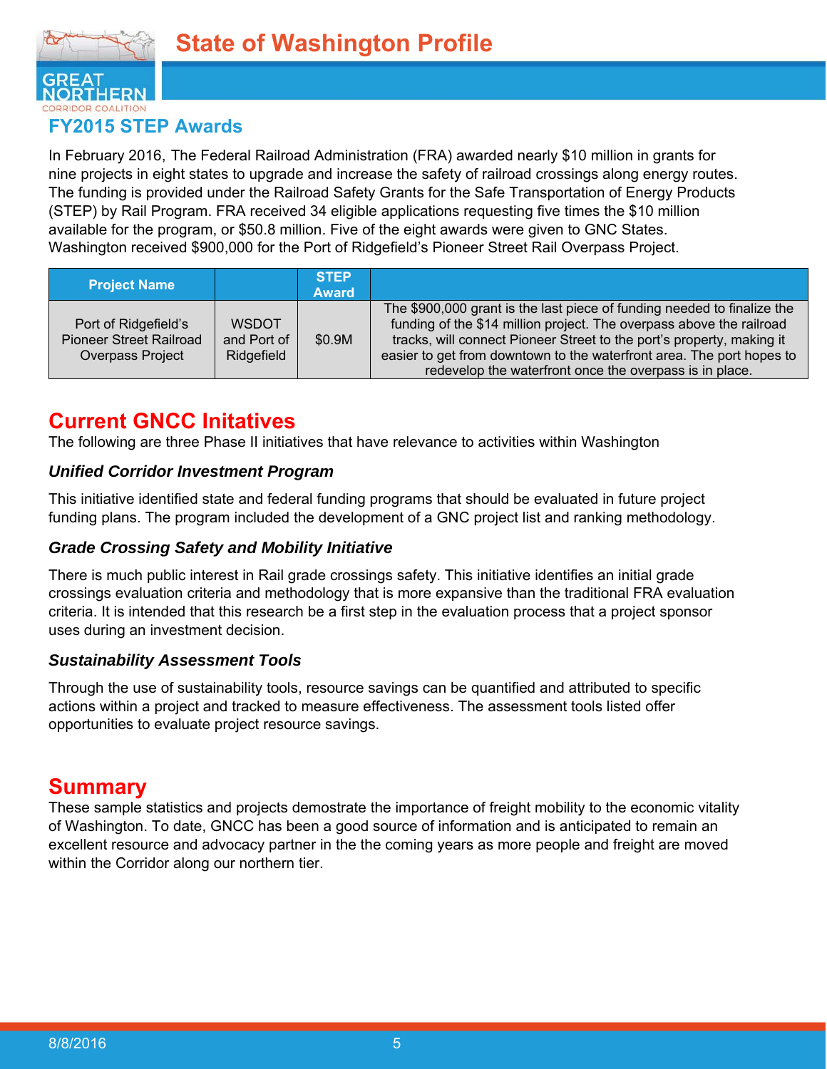## FY2015 STEP Awards

In February 2016, The Federal Railroad Administration (FRA) awarded nearly $10 million in grants for nine projects in eight states to upgrade and increase the safety of railroad crossings along energy routes. The funding is provided under the Railroad Safety Grants for the Safe Transportation of Energy Products (STEP) by Rail Program. FRA received 34 eligible applications requesting five times the $10 million available for the program, or $50.8 million. Five of the eight awards were given to GNC States. Washington received $900,000 for the Port of Ridgefield's Pioneer Street Rail Overpass Project.

| Project Name | | STEP Award | |
|---|---|---|---|
| Port of Ridgefield's Pioneer Street Railroad Overpass Project | WSDOT and Port of Ridgefield | $0.9M | The $900,000 grant is the last piece of funding needed to finalize the funding of the $14 million project. The overpass above the railroad tracks, will connect Pioneer Street to the port's property, making it easier to get from downtown to the waterfront area. The port hopes to redevelop the waterfront once the overpass is in place. |

# Current GNCC Initatives

The following are three Phase II initiatives that have relevance to activities within Washington

### *Unified Corridor Investment Program*

This initiative identified state and federal funding programs that should be evaluated in future project funding plans. The program included the development of a GNC project list and ranking methodology.

### *Grade Crossing Safety and Mobility Initiative*

There is much public interest in Rail grade crossings safety. This initiative identifies an initial grade crossings evaluation criteria and methodology that is more expansive than the traditional FRA evaluation criteria. It is intended that this research be a first step in the evaluation process that a project sponsor uses during an investment decision.

### *Sustainability Assessment Tools*

Through the use of sustainability tools, resource savings can be quantified and attributed to specific actions within a project and tracked to measure effectiveness. The assessment tools listed offer opportunities to evaluate project resource savings.

# Summary

These sample statistics and projects demostrate the importance of freight mobility to the economic vitality of Washington. To date, GNCC has been a good source of information and is anticipated to remain an excellent resource and advocacy partner in the the coming years as more people and freight are moved within the Corridor along our northern tier.